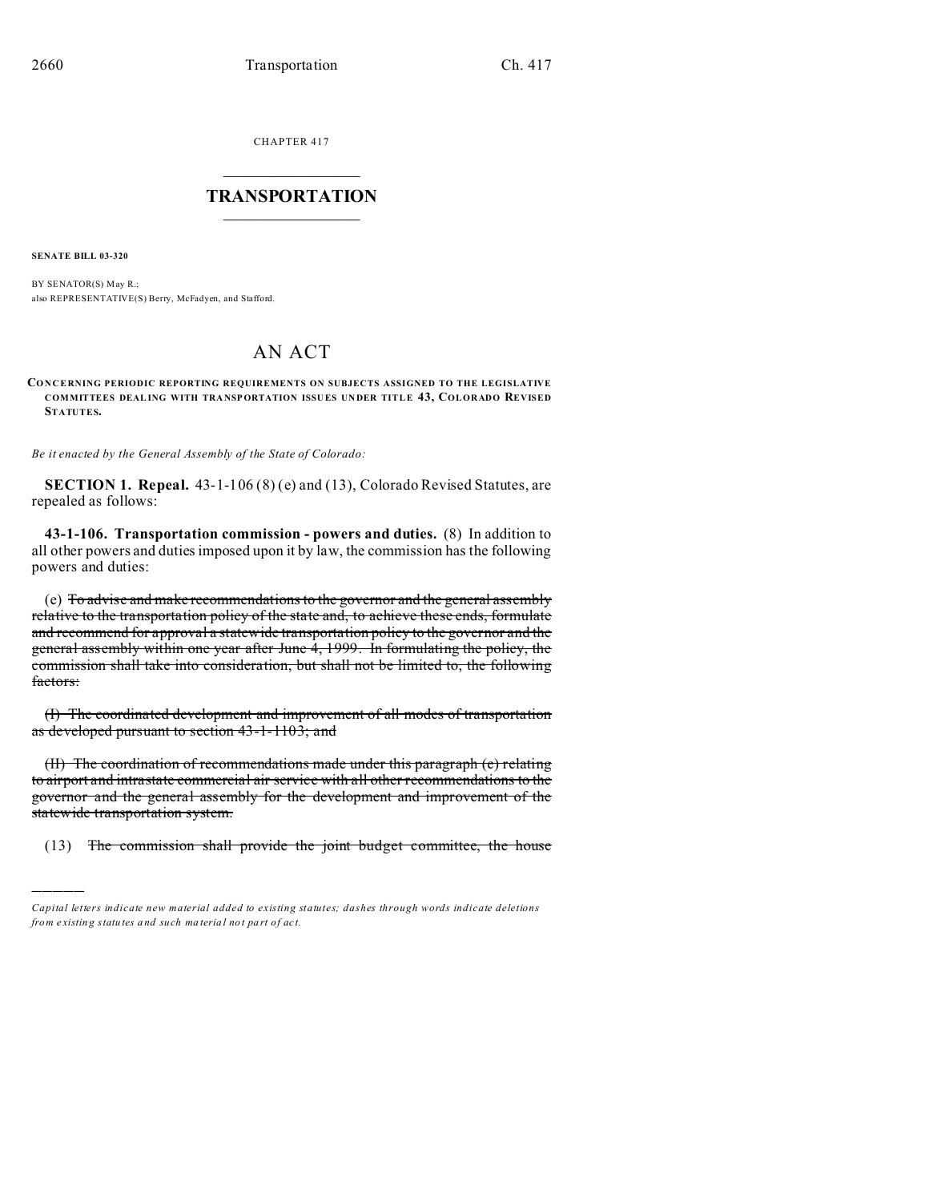CHAPTER 417

# TRANSPORTATION

**SENATE BILL 03-320**

BY SENATOR(S) May R.;
also REPRESENTATIVE(S) Berry, McFadyen, and Stafford.

# AN ACT

**CONCERNING PERIODIC REPORTING REQUIREMENTS ON SUBJECTS ASSIGNED TO THE LEGISLATIVE COMMITTEES DEALING WITH TRANSPORTATION ISSUES UNDER TITLE 43, COLORADO REVISED STATUTES.**

*Be it enacted by the General Assembly of the State of Colorado:*

**SECTION 1. Repeal.** 43-1-106 (8) (e) and (13), Colorado Revised Statutes, are repealed as follows:

**43-1-106. Transportation commission - powers and duties.** (8) In addition to all other powers and duties imposed upon it by law, the commission has the following powers and duties:

(e) ~~To advise and make recommendations to the governor and the general assembly relative to the transportation policy of the state and, to achieve these ends, formulate and recommend for approval a statewide transportation policy to the governor and the general assembly within one year after June 4, 1999. In formulating the policy, the commission shall take into consideration, but shall not be limited to, the following factors:~~

~~(I) The coordinated development and improvement of all modes of transportation as developed pursuant to section 43-1-1103; and~~

~~(II) The coordination of recommendations made under this paragraph (e) relating to airport and intrastate commercial air service with all other recommendations to the governor and the general assembly for the development and improvement of the statewide transportation system.~~

(13) ~~The commission shall provide the joint budget committee, the house~~

---

*Capital letters indicate new material added to existing statutes; dashes through words indicate deletions from existing statutes and such material not part of act.*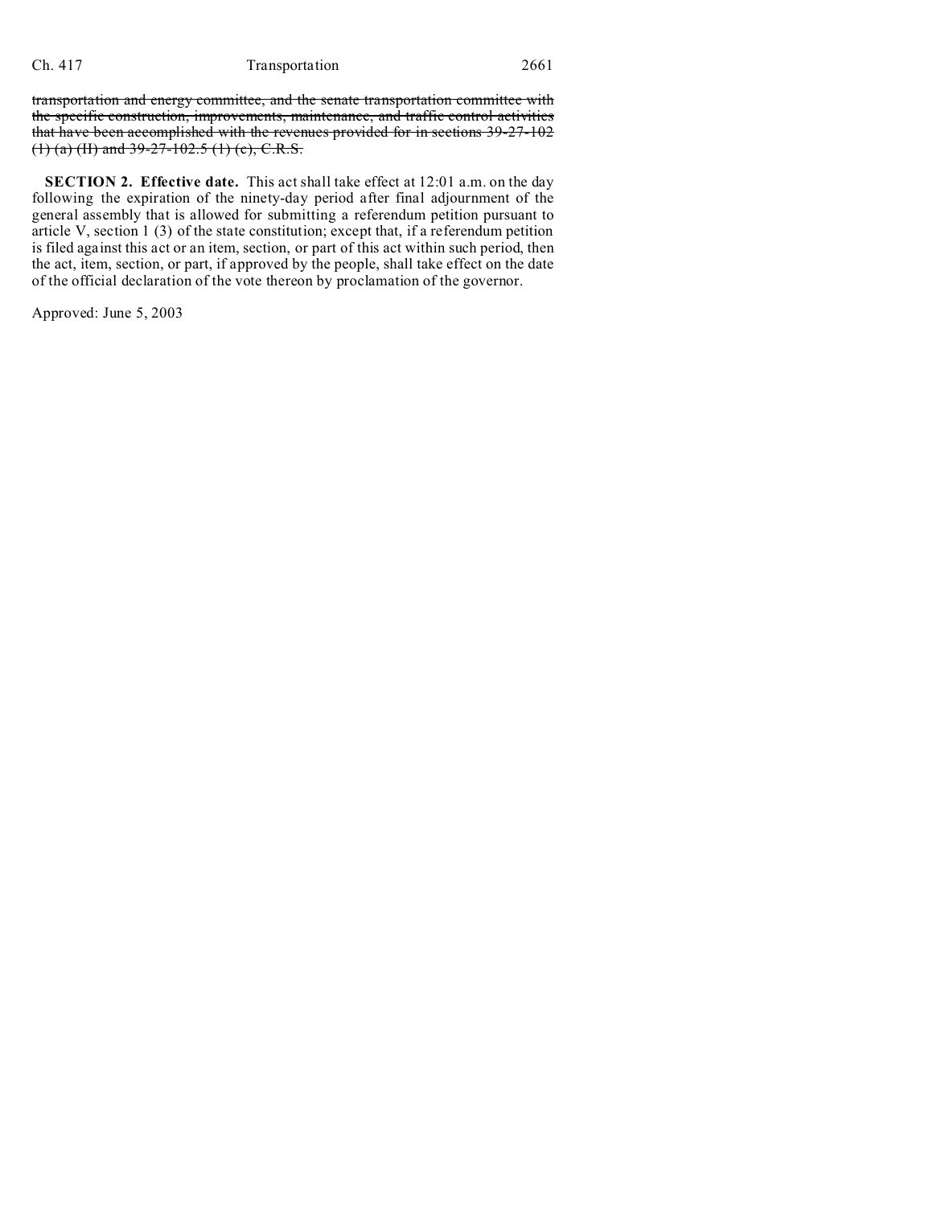~~transportation and energy committee, and the senate transportation committee with the specific construction, improvements, maintenance, and traffic control activities that have been accomplished with the revenues provided for in sections 39-27-102 (1) (a) (II) and 39-27-102.5 (1) (c), C.R.S.~~

**SECTION 2. Effective date.** This act shall take effect at 12:01 a.m. on the day following the expiration of the ninety-day period after final adjournment of the general assembly that is allowed for submitting a referendum petition pursuant to article V, section 1 (3) of the state constitution; except that, if a referendum petition is filed against this act or an item, section, or part of this act within such period, then the act, item, section, or part, if approved by the people, shall take effect on the date of the official declaration of the vote thereon by proclamation of the governor.

Approved: June 5, 2003